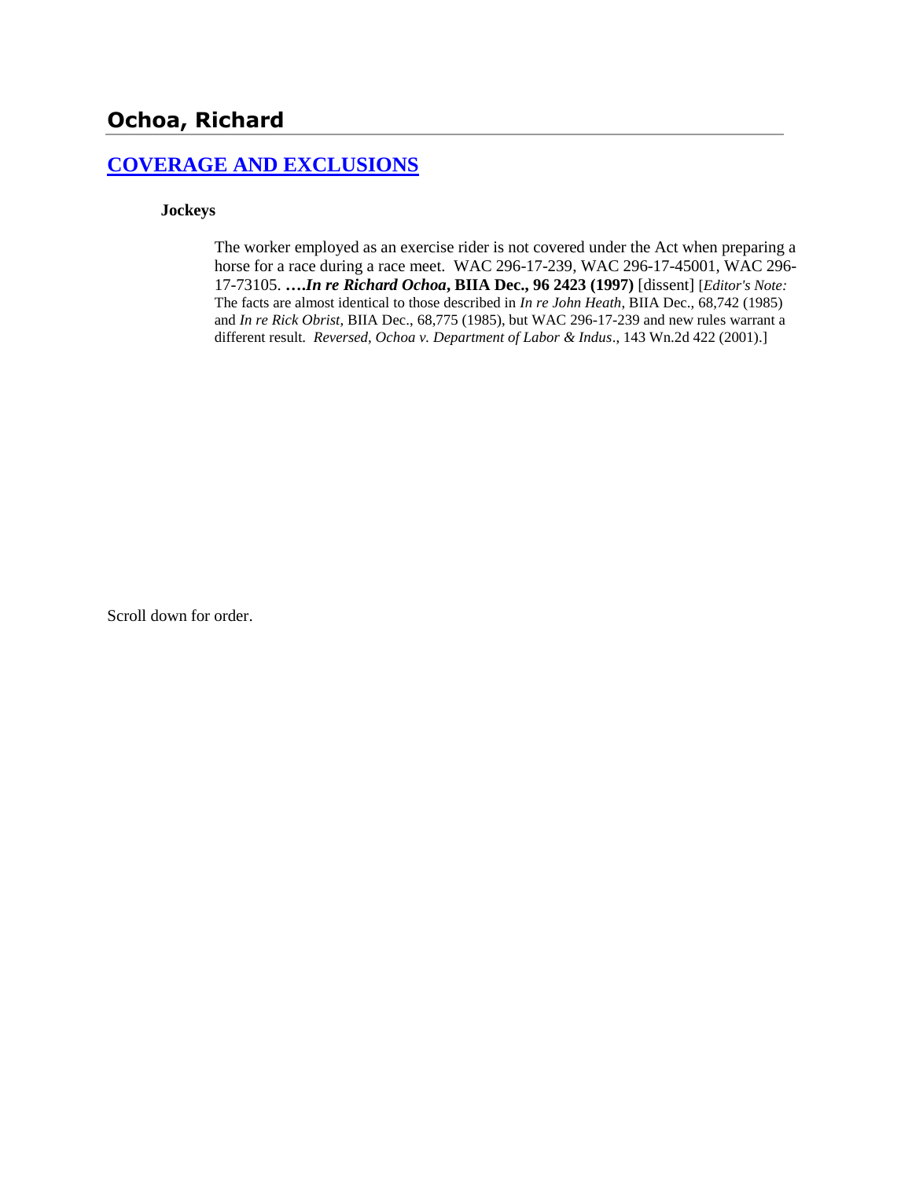## Ochoa, Richard

### [COVERAGE AND EXCLUSIONS]

**Jockeys**

The worker employed as an exercise rider is not covered under the Act when preparing a horse for a race during a race meet. WAC 296-17-239, WAC 296-17-45001, WAC 296-17-73105. ****….In re Richard Ochoa*, BIIA Dec., 96 2423 (1997)** [dissent] [*Editor's Note:* The facts are almost identical to those described in *In re John Heath*, BIIA Dec., 68,742 (1985) and *In re Rick Obrist*, BIIA Dec., 68,775 (1985), but WAC 296-17-239 and new rules warrant a different result. *Reversed, Ochoa v. Department of Labor & Indus*., 143 Wn.2d 422 (2001).]

Scroll down for order.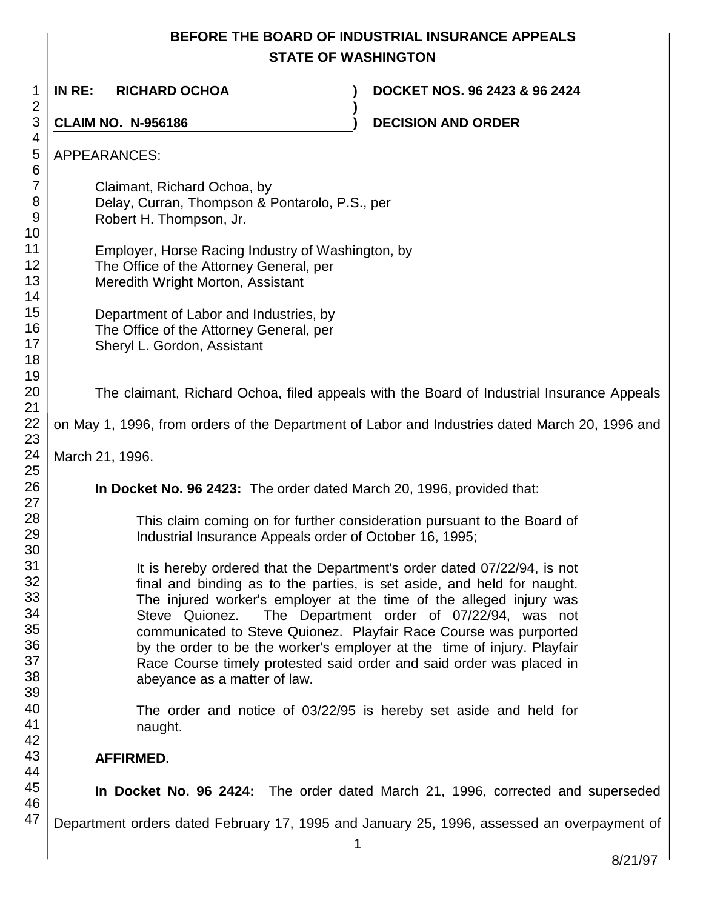# BEFORE THE BOARD OF INDUSTRIAL INSURANCE APPEALS
## STATE OF WASHINGTON

**IN RE: RICHARD OCHOA** ) **DOCKET NOS. 96 2423 & 96 2424**
)
**CLAIM NO. N-956186** ) **DECISION AND ORDER**

APPEARANCES:

Claimant, Richard Ochoa, by
Delay, Curran, Thompson & Pontarolo, P.S., per
Robert H. Thompson, Jr.

Employer, Horse Racing Industry of Washington, by
The Office of the Attorney General, per
Meredith Wright Morton, Assistant

Department of Labor and Industries, by
The Office of the Attorney General, per
Sheryl L. Gordon, Assistant

The claimant, Richard Ochoa, filed appeals with the Board of Industrial Insurance Appeals on May 1, 1996, from orders of the Department of Labor and Industries dated March 20, 1996 and March 21, 1996.

**In Docket No. 96 2423:** The order dated March 20, 1996, provided that:

> This claim coming on for further consideration pursuant to the Board of Industrial Insurance Appeals order of October 16, 1995;
>
> It is hereby ordered that the Department's order dated 07/22/94, is not final and binding as to the parties, is set aside, and held for naught. The injured worker's employer at the time of the alleged injury was Steve Quionez. The Department order of 07/22/94, was not communicated to Steve Quionez. Playfair Race Course was purported by the order to be the worker's employer at the time of injury. Playfair Race Course timely protested said order and said order was placed in abeyance as a matter of law.
>
> The order and notice of 03/22/95 is hereby set aside and held for naught.

**AFFIRMED.**

**In Docket No. 96 2424:** The order dated March 21, 1996, corrected and superseded Department orders dated February 17, 1995 and January 25, 1996, assessed an overpayment of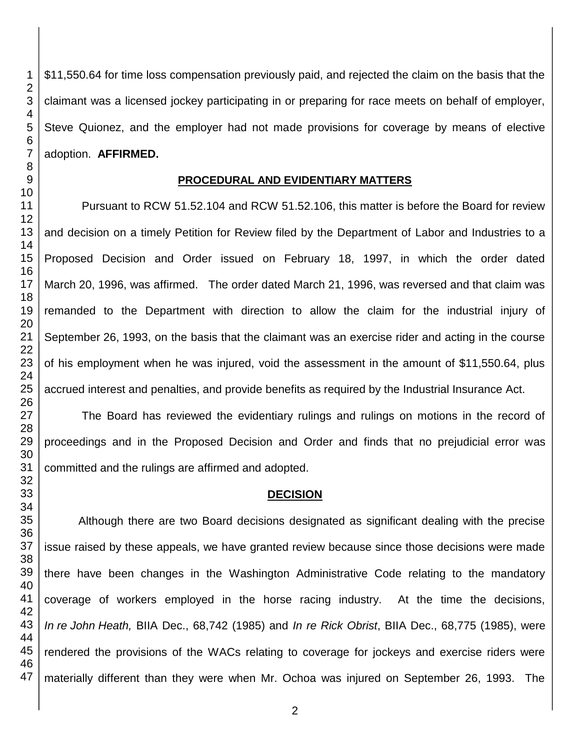$11,550.64 for time loss compensation previously paid, and rejected the claim on the basis that the claimant was a licensed jockey participating in or preparing for race meets on behalf of employer, Steve Quionez, and the employer had not made provisions for coverage by means of elective adoption. **AFFIRMED.**

## PROCEDURAL AND EVIDENTIARY MATTERS

Pursuant to RCW 51.52.104 and RCW 51.52.106, this matter is before the Board for review and decision on a timely Petition for Review filed by the Department of Labor and Industries to a Proposed Decision and Order issued on February 18, 1997, in which the order dated March 20, 1996, was affirmed. The order dated March 21, 1996, was reversed and that claim was remanded to the Department with direction to allow the claim for the industrial injury of September 26, 1993, on the basis that the claimant was an exercise rider and acting in the course of his employment when he was injured, void the assessment in the amount of $11,550.64, plus accrued interest and penalties, and provide benefits as required by the Industrial Insurance Act.

The Board has reviewed the evidentiary rulings and rulings on motions in the record of proceedings and in the Proposed Decision and Order and finds that no prejudicial error was committed and the rulings are affirmed and adopted.

## DECISION

Although there are two Board decisions designated as significant dealing with the precise issue raised by these appeals, we have granted review because since those decisions were made there have been changes in the Washington Administrative Code relating to the mandatory coverage of workers employed in the horse racing industry. At the time the decisions, *In re John Heath,* BIIA Dec., 68,742 (1985) and *In re Rick Obrist*, BIIA Dec., 68,775 (1985), were rendered the provisions of the WACs relating to coverage for jockeys and exercise riders were materially different than they were when Mr. Ochoa was injured on September 26, 1993. The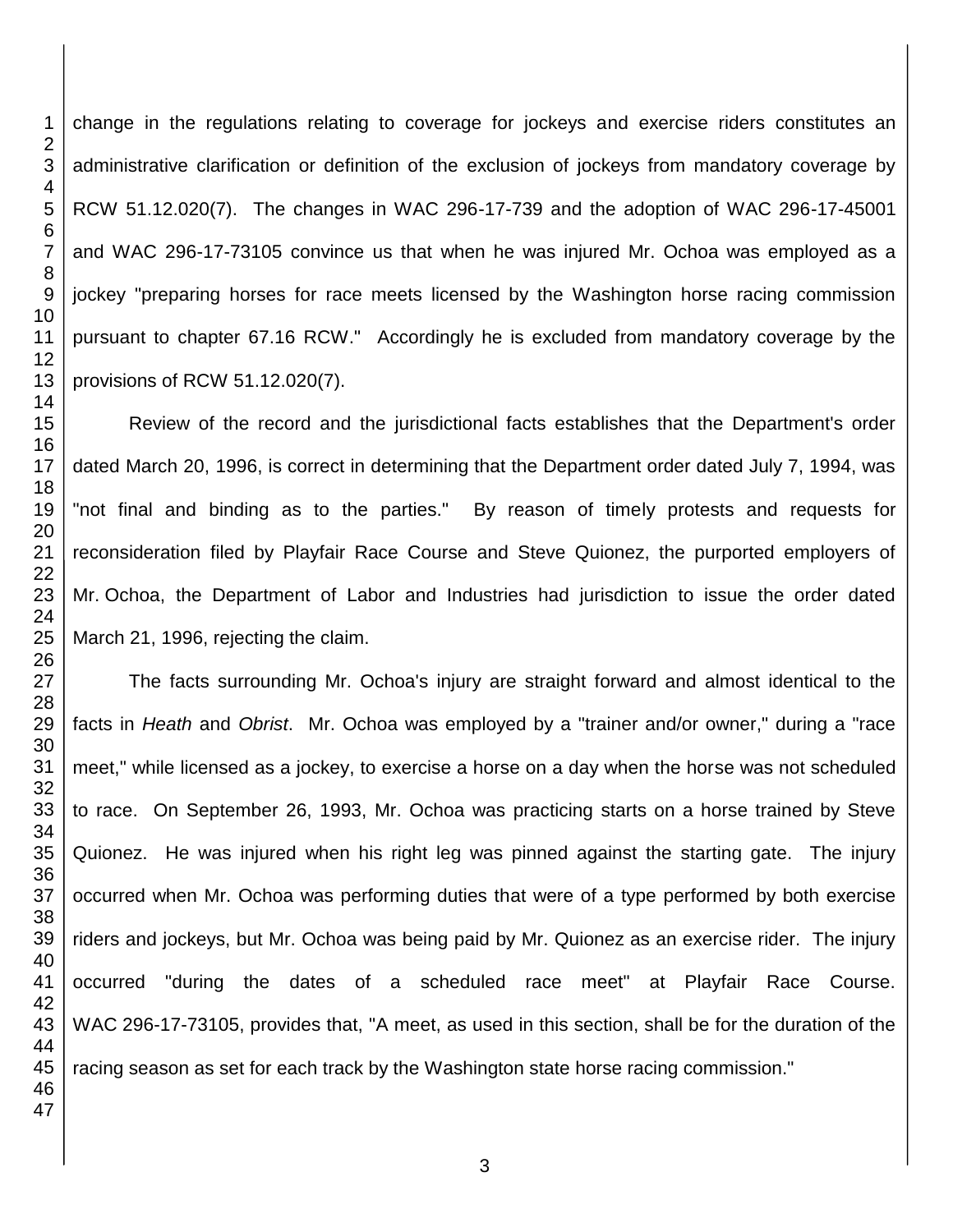change in the regulations relating to coverage for jockeys and exercise riders constitutes an administrative clarification or definition of the exclusion of jockeys from mandatory coverage by RCW 51.12.020(7). The changes in WAC 296-17-739 and the adoption of WAC 296-17-45001 and WAC 296-17-73105 convince us that when he was injured Mr. Ochoa was employed as a jockey "preparing horses for race meets licensed by the Washington horse racing commission pursuant to chapter 67.16 RCW." Accordingly he is excluded from mandatory coverage by the provisions of RCW 51.12.020(7).

Review of the record and the jurisdictional facts establishes that the Department's order dated March 20, 1996, is correct in determining that the Department order dated July 7, 1994, was "not final and binding as to the parties." By reason of timely protests and requests for reconsideration filed by Playfair Race Course and Steve Quionez, the purported employers of Mr. Ochoa, the Department of Labor and Industries had jurisdiction to issue the order dated March 21, 1996, rejecting the claim.

The facts surrounding Mr. Ochoa's injury are straight forward and almost identical to the facts in *Heath* and *Obrist*. Mr. Ochoa was employed by a "trainer and/or owner," during a "race meet," while licensed as a jockey, to exercise a horse on a day when the horse was not scheduled to race. On September 26, 1993, Mr. Ochoa was practicing starts on a horse trained by Steve Quionez. He was injured when his right leg was pinned against the starting gate. The injury occurred when Mr. Ochoa was performing duties that were of a type performed by both exercise riders and jockeys, but Mr. Ochoa was being paid by Mr. Quionez as an exercise rider. The injury occurred "during the dates of a scheduled race meet" at Playfair Race Course. WAC 296-17-73105, provides that, "A meet, as used in this section, shall be for the duration of the racing season as set for each track by the Washington state horse racing commission."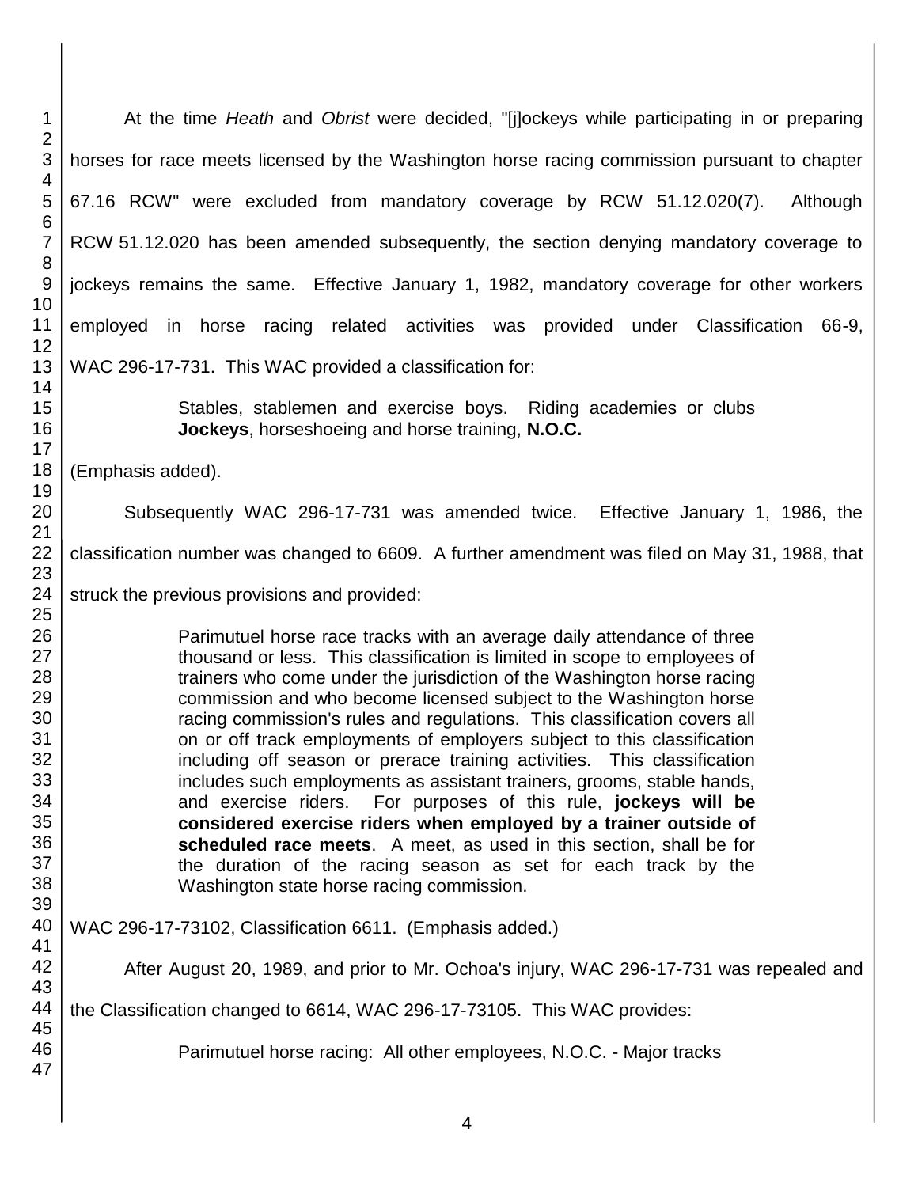At the time *Heath* and *Obrist* were decided, "[j]ockeys while participating in or preparing horses for race meets licensed by the Washington horse racing commission pursuant to chapter 67.16 RCW" were excluded from mandatory coverage by RCW 51.12.020(7). Although RCW 51.12.020 has been amended subsequently, the section denying mandatory coverage to jockeys remains the same. Effective January 1, 1982, mandatory coverage for other workers employed in horse racing related activities was provided under Classification 66-9, WAC 296-17-731. This WAC provided a classification for:

> Stables, stablemen and exercise boys. Riding academies or clubs **Jockeys**, horseshoeing and horse training, **N.O.C.**

(Emphasis added).

Subsequently WAC 296-17-731 was amended twice. Effective January 1, 1986, the classification number was changed to 6609. A further amendment was filed on May 31, 1988, that struck the previous provisions and provided:

> Parimutuel horse race tracks with an average daily attendance of three thousand or less. This classification is limited in scope to employees of trainers who come under the jurisdiction of the Washington horse racing commission and who become licensed subject to the Washington horse racing commission's rules and regulations. This classification covers all on or off track employments of employers subject to this classification including off season or prerace training activities. This classification includes such employments as assistant trainers, grooms, stable hands, and exercise riders. For purposes of this rule, **jockeys will be considered exercise riders when employed by a trainer outside of scheduled race meets**. A meet, as used in this section, shall be for the duration of the racing season as set for each track by the Washington state horse racing commission.

WAC 296-17-73102, Classification 6611. (Emphasis added.)

After August 20, 1989, and prior to Mr. Ochoa's injury, WAC 296-17-731 was repealed and the Classification changed to 6614, WAC 296-17-73105. This WAC provides:

> Parimutuel horse racing: All other employees, N.O.C. - Major tracks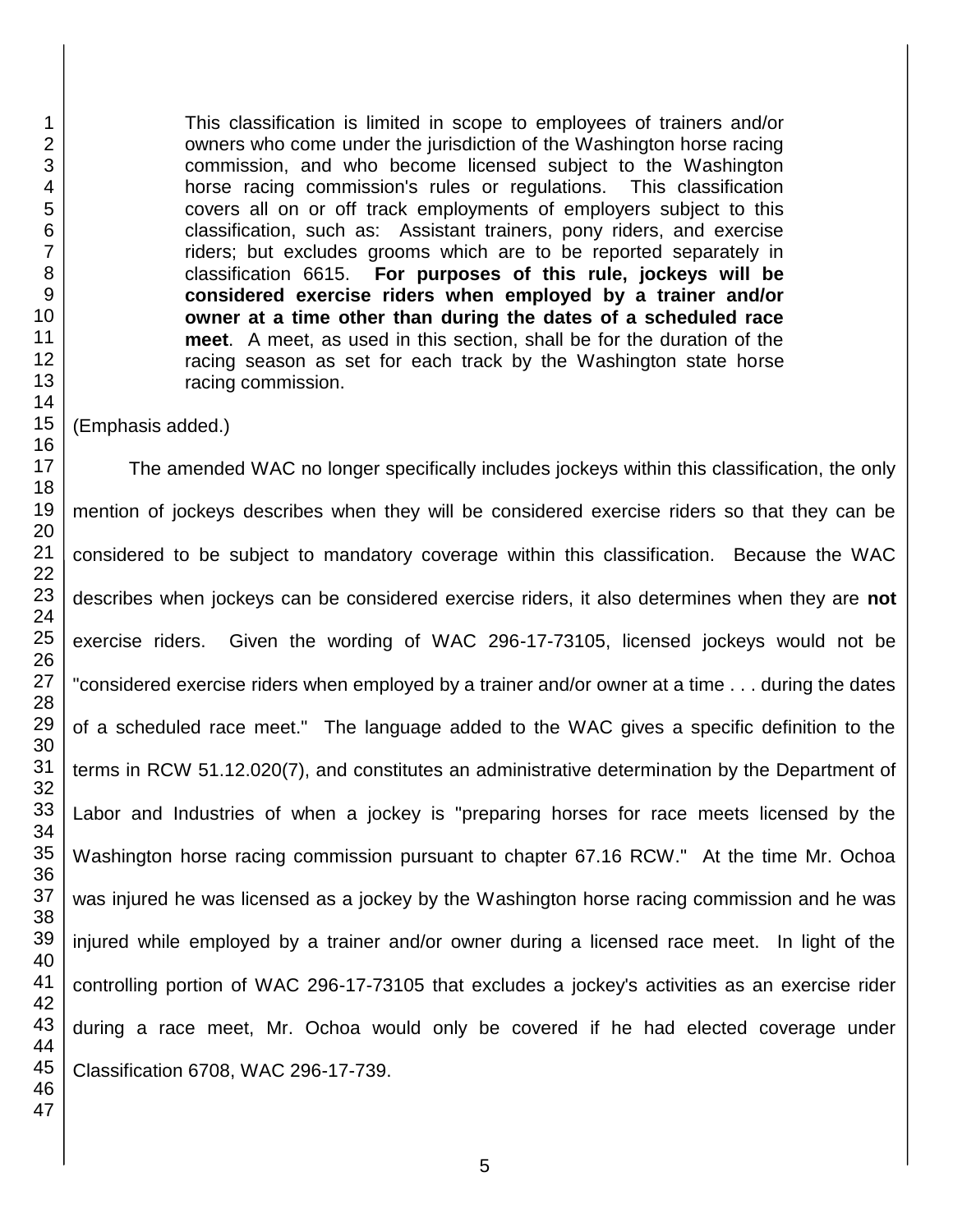> This classification is limited in scope to employees of trainers and/or owners who come under the jurisdiction of the Washington horse racing commission, and who become licensed subject to the Washington horse racing commission's rules or regulations. This classification covers all on or off track employments of employers subject to this classification, such as: Assistant trainers, pony riders, and exercise riders; but excludes grooms which are to be reported separately in classification 6615. **For purposes of this rule, jockeys will be considered exercise riders when employed by a trainer and/or owner at a time other than during the dates of a scheduled race meet**. A meet, as used in this section, shall be for the duration of the racing season as set for each track by the Washington state horse racing commission.

(Emphasis added.)

The amended WAC no longer specifically includes jockeys within this classification, the only mention of jockeys describes when they will be considered exercise riders so that they can be considered to be subject to mandatory coverage within this classification. Because the WAC describes when jockeys can be considered exercise riders, it also determines when they are **not** exercise riders. Given the wording of WAC 296-17-73105, licensed jockeys would not be "considered exercise riders when employed by a trainer and/or owner at a time . . . during the dates of a scheduled race meet." The language added to the WAC gives a specific definition to the terms in RCW 51.12.020(7), and constitutes an administrative determination by the Department of Labor and Industries of when a jockey is "preparing horses for race meets licensed by the Washington horse racing commission pursuant to chapter 67.16 RCW." At the time Mr. Ochoa was injured he was licensed as a jockey by the Washington horse racing commission and he was injured while employed by a trainer and/or owner during a licensed race meet. In light of the controlling portion of WAC 296-17-73105 that excludes a jockey's activities as an exercise rider during a race meet, Mr. Ochoa would only be covered if he had elected coverage under Classification 6708, WAC 296-17-739.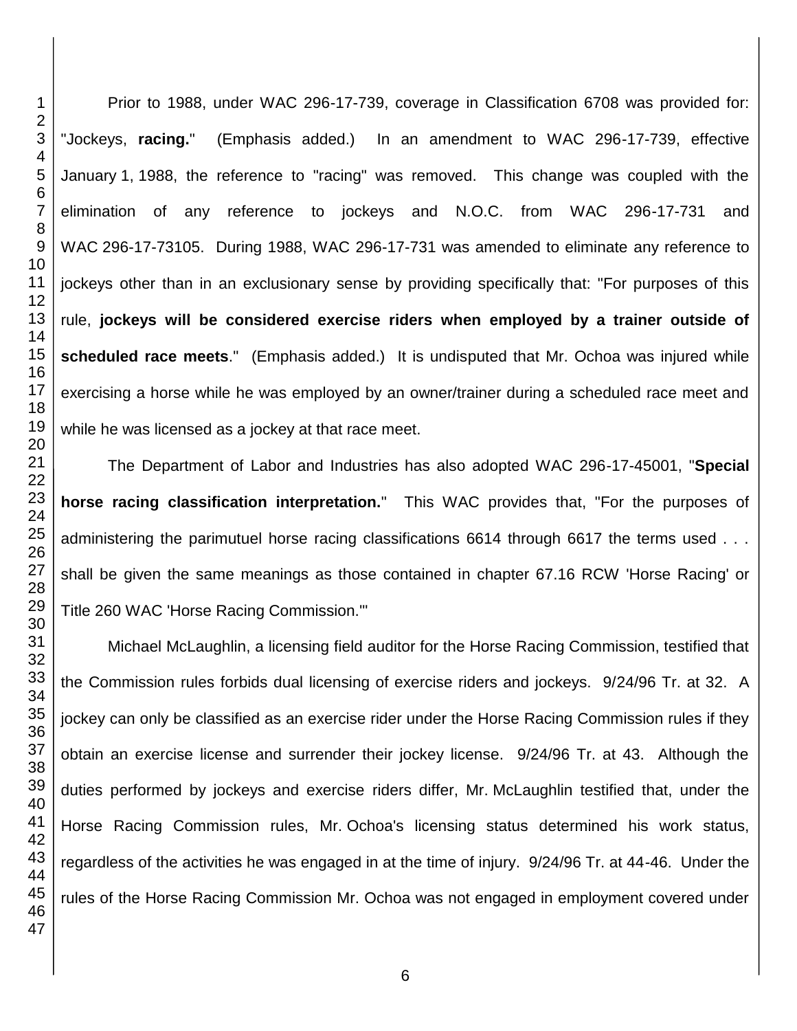Prior to 1988, under WAC 296-17-739, coverage in Classification 6708 was provided for: "Jockeys, **racing.**" (Emphasis added.) In an amendment to WAC 296-17-739, effective January 1, 1988, the reference to "racing" was removed. This change was coupled with the elimination of any reference to jockeys and N.O.C. from WAC 296-17-731 and WAC 296-17-73105. During 1988, WAC 296-17-731 was amended to eliminate any reference to jockeys other than in an exclusionary sense by providing specifically that: "For purposes of this rule, **jockeys will be considered exercise riders when employed by a trainer outside of scheduled race meets**." (Emphasis added.) It is undisputed that Mr. Ochoa was injured while exercising a horse while he was employed by an owner/trainer during a scheduled race meet and while he was licensed as a jockey at that race meet.

The Department of Labor and Industries has also adopted WAC 296-17-45001, "**Special horse racing classification interpretation.**" This WAC provides that, "For the purposes of administering the parimutuel horse racing classifications 6614 through 6617 the terms used . . . shall be given the same meanings as those contained in chapter 67.16 RCW 'Horse Racing' or Title 260 WAC 'Horse Racing Commission.'"

Michael McLaughlin, a licensing field auditor for the Horse Racing Commission, testified that the Commission rules forbids dual licensing of exercise riders and jockeys. 9/24/96 Tr. at 32. A jockey can only be classified as an exercise rider under the Horse Racing Commission rules if they obtain an exercise license and surrender their jockey license. 9/24/96 Tr. at 43. Although the duties performed by jockeys and exercise riders differ, Mr. McLaughlin testified that, under the Horse Racing Commission rules, Mr. Ochoa's licensing status determined his work status, regardless of the activities he was engaged in at the time of injury. 9/24/96 Tr. at 44-46. Under the rules of the Horse Racing Commission Mr. Ochoa was not engaged in employment covered under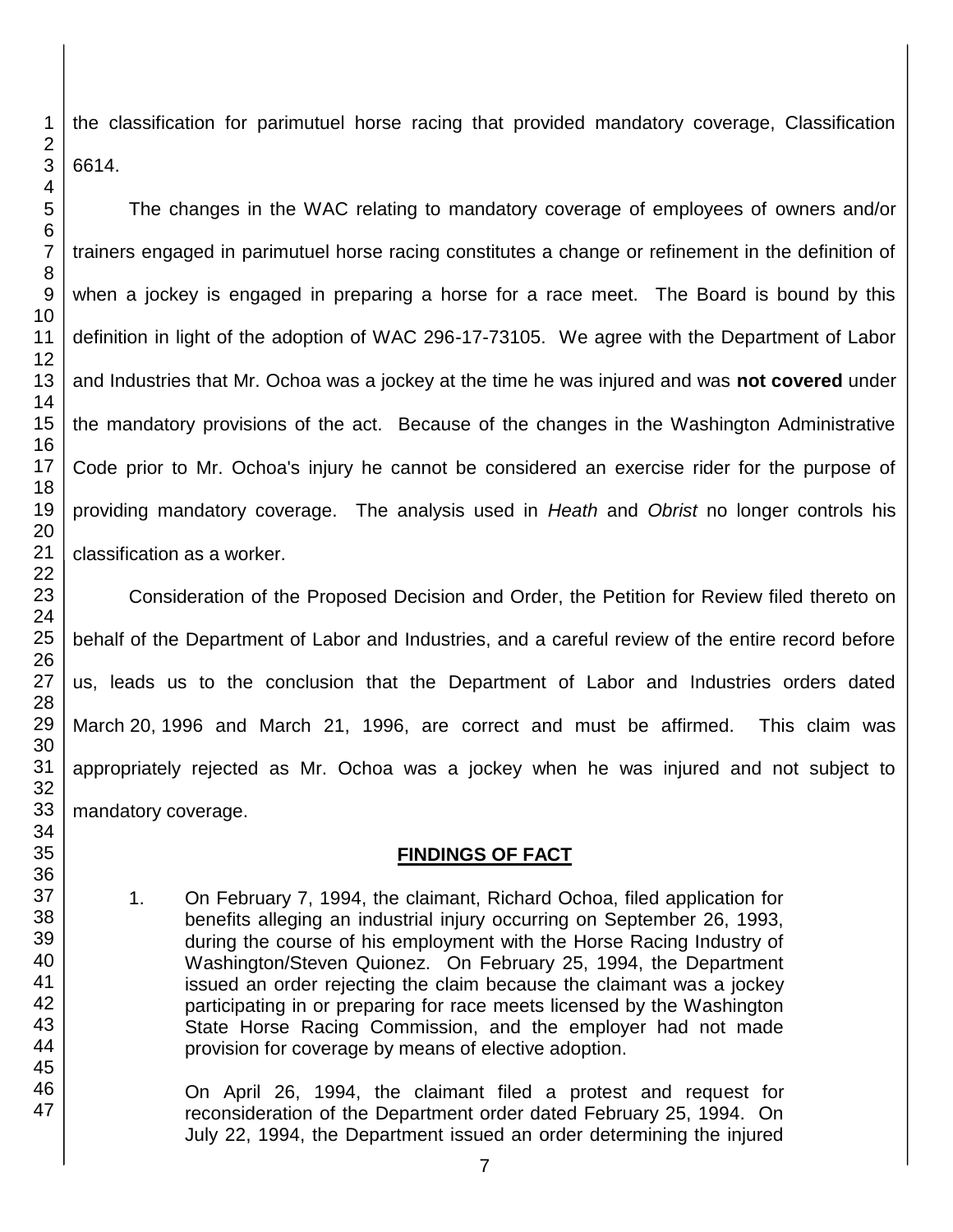the classification for parimutuel horse racing that provided mandatory coverage, Classification 6614.

The changes in the WAC relating to mandatory coverage of employees of owners and/or trainers engaged in parimutuel horse racing constitutes a change or refinement in the definition of when a jockey is engaged in preparing a horse for a race meet. The Board is bound by this definition in light of the adoption of WAC 296-17-73105. We agree with the Department of Labor and Industries that Mr. Ochoa was a jockey at the time he was injured and was **not covered** under the mandatory provisions of the act. Because of the changes in the Washington Administrative Code prior to Mr. Ochoa's injury he cannot be considered an exercise rider for the purpose of providing mandatory coverage. The analysis used in *Heath* and *Obrist* no longer controls his classification as a worker.

Consideration of the Proposed Decision and Order, the Petition for Review filed thereto on behalf of the Department of Labor and Industries, and a careful review of the entire record before us, leads us to the conclusion that the Department of Labor and Industries orders dated March 20, 1996 and March 21, 1996, are correct and must be affirmed. This claim was appropriately rejected as Mr. Ochoa was a jockey when he was injured and not subject to mandatory coverage.

## FINDINGS OF FACT

1. On February 7, 1994, the claimant, Richard Ochoa, filed application for benefits alleging an industrial injury occurring on September 26, 1993, during the course of his employment with the Horse Racing Industry of Washington/Steven Quionez. On February 25, 1994, the Department issued an order rejecting the claim because the claimant was a jockey participating in or preparing for race meets licensed by the Washington State Horse Racing Commission, and the employer had not made provision for coverage by means of elective adoption.

   On April 26, 1994, the claimant filed a protest and request for reconsideration of the Department order dated February 25, 1994. On July 22, 1994, the Department issued an order determining the injured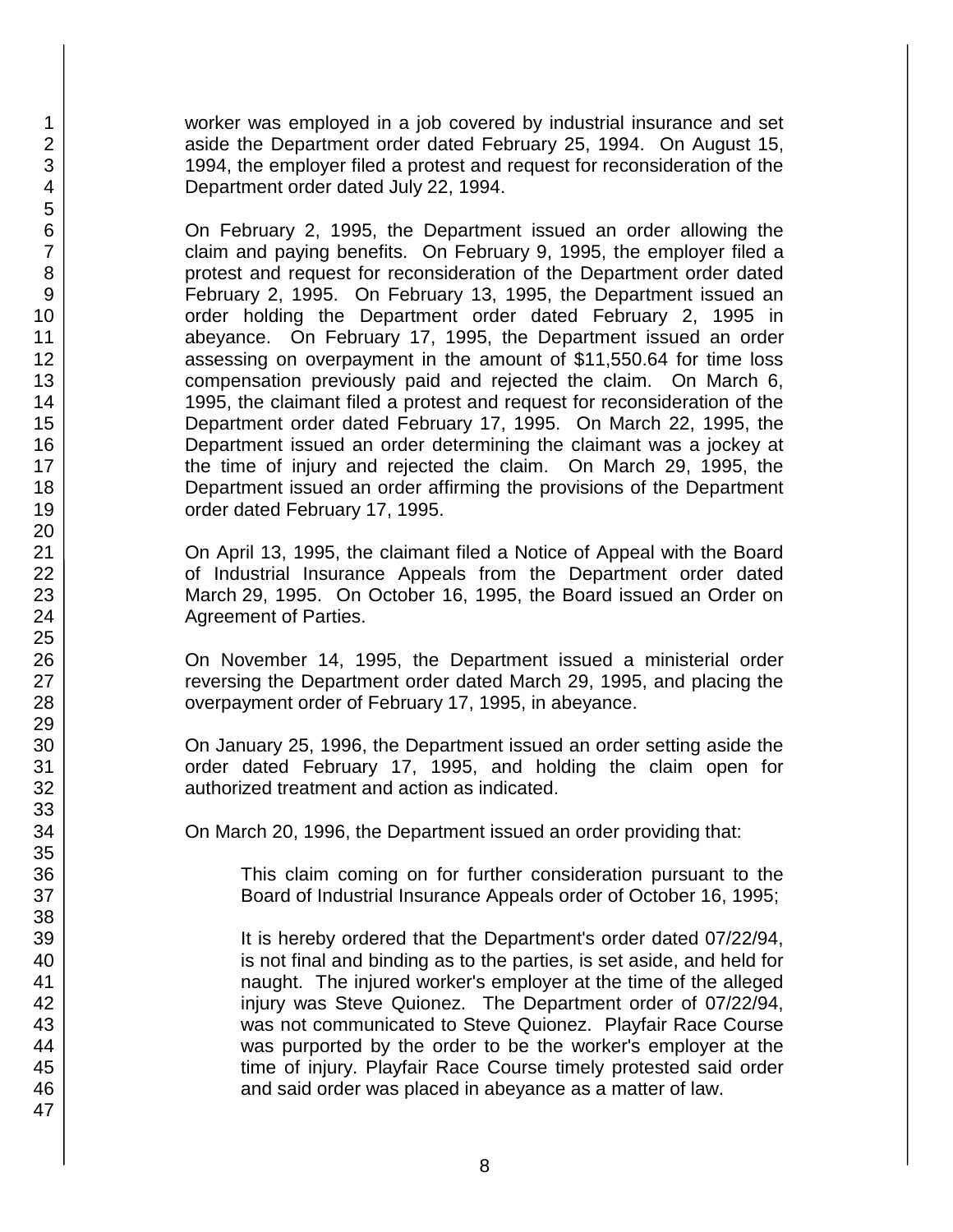worker was employed in a job covered by industrial insurance and set aside the Department order dated February 25, 1994. On August 15, 1994, the employer filed a protest and request for reconsideration of the Department order dated July 22, 1994.

On February 2, 1995, the Department issued an order allowing the claim and paying benefits. On February 9, 1995, the employer filed a protest and request for reconsideration of the Department order dated February 2, 1995. On February 13, 1995, the Department issued an order holding the Department order dated February 2, 1995 in abeyance. On February 17, 1995, the Department issued an order assessing on overpayment in the amount of $11,550.64 for time loss compensation previously paid and rejected the claim. On March 6, 1995, the claimant filed a protest and request for reconsideration of the Department order dated February 17, 1995. On March 22, 1995, the Department issued an order determining the claimant was a jockey at the time of injury and rejected the claim. On March 29, 1995, the Department issued an order affirming the provisions of the Department order dated February 17, 1995.

On April 13, 1995, the claimant filed a Notice of Appeal with the Board of Industrial Insurance Appeals from the Department order dated March 29, 1995. On October 16, 1995, the Board issued an Order on Agreement of Parties.

On November 14, 1995, the Department issued a ministerial order reversing the Department order dated March 29, 1995, and placing the overpayment order of February 17, 1995, in abeyance.

On January 25, 1996, the Department issued an order setting aside the order dated February 17, 1995, and holding the claim open for authorized treatment and action as indicated.

On March 20, 1996, the Department issued an order providing that:

> This claim coming on for further consideration pursuant to the Board of Industrial Insurance Appeals order of October 16, 1995;
>
> It is hereby ordered that the Department's order dated 07/22/94, is not final and binding as to the parties, is set aside, and held for naught. The injured worker's employer at the time of the alleged injury was Steve Quionez. The Department order of 07/22/94, was not communicated to Steve Quionez. Playfair Race Course was purported by the order to be the worker's employer at the time of injury. Playfair Race Course timely protested said order and said order was placed in abeyance as a matter of law.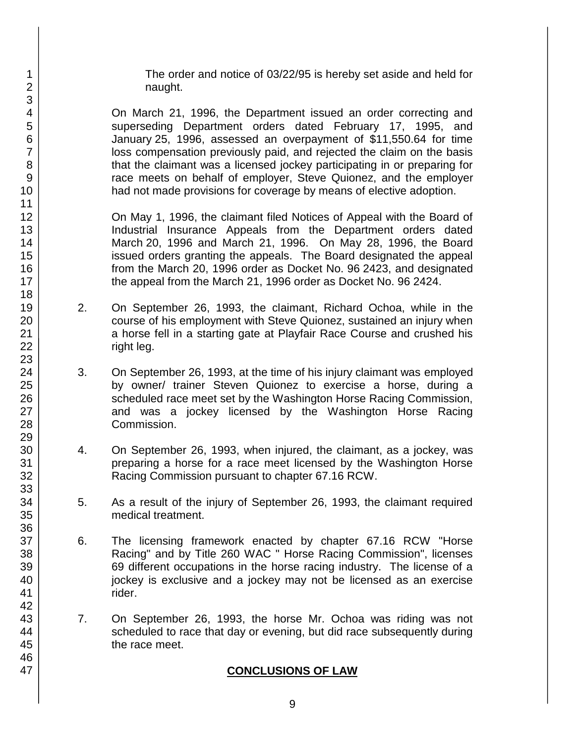The order and notice of 03/22/95 is hereby set aside and held for naught.

On March 21, 1996, the Department issued an order correcting and superseding Department orders dated February 17, 1995, and January 25, 1996, assessed an overpayment of $11,550.64 for time loss compensation previously paid, and rejected the claim on the basis that the claimant was a licensed jockey participating in or preparing for race meets on behalf of employer, Steve Quionez, and the employer had not made provisions for coverage by means of elective adoption.

On May 1, 1996, the claimant filed Notices of Appeal with the Board of Industrial Insurance Appeals from the Department orders dated March 20, 1996 and March 21, 1996. On May 28, 1996, the Board issued orders granting the appeals. The Board designated the appeal from the March 20, 1996 order as Docket No. 96 2423, and designated the appeal from the March 21, 1996 order as Docket No. 96 2424.

2. On September 26, 1993, the claimant, Richard Ochoa, while in the course of his employment with Steve Quionez, sustained an injury when a horse fell in a starting gate at Playfair Race Course and crushed his right leg.

3. On September 26, 1993, at the time of his injury claimant was employed by owner/ trainer Steven Quionez to exercise a horse, during a scheduled race meet set by the Washington Horse Racing Commission, and was a jockey licensed by the Washington Horse Racing Commission.

4. On September 26, 1993, when injured, the claimant, as a jockey, was preparing a horse for a race meet licensed by the Washington Horse Racing Commission pursuant to chapter 67.16 RCW.

5. As a result of the injury of September 26, 1993, the claimant required medical treatment.

6. The licensing framework enacted by chapter 67.16 RCW "Horse Racing" and by Title 260 WAC " Horse Racing Commission", licenses 69 different occupations in the horse racing industry. The license of a jockey is exclusive and a jockey may not be licensed as an exercise rider.

7. On September 26, 1993, the horse Mr. Ochoa was riding was not scheduled to race that day or evening, but did race subsequently during the race meet.

## CONCLUSIONS OF LAW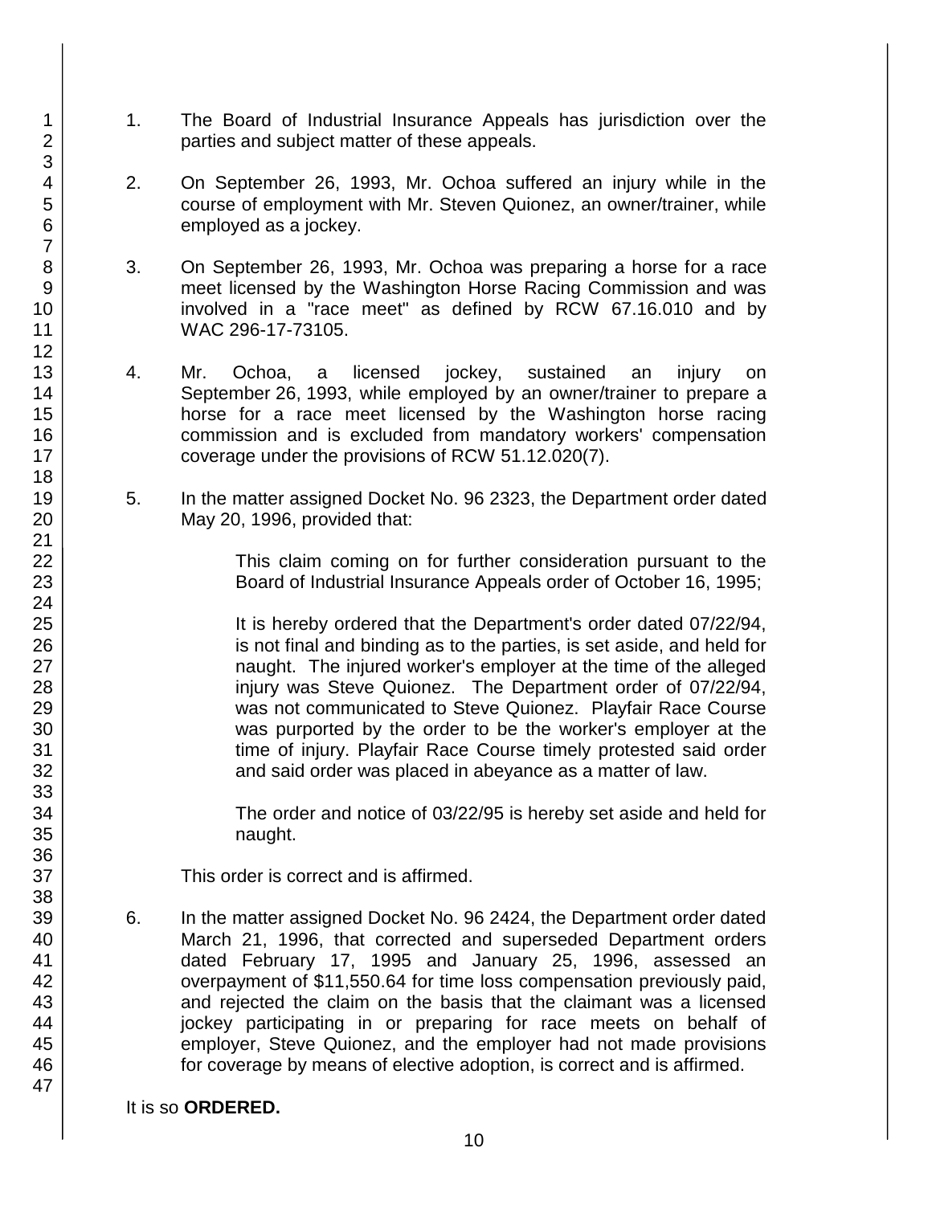1. The Board of Industrial Insurance Appeals has jurisdiction over the parties and subject matter of these appeals.

2. On September 26, 1993, Mr. Ochoa suffered an injury while in the course of employment with Mr. Steven Quionez, an owner/trainer, while employed as a jockey.

3. On September 26, 1993, Mr. Ochoa was preparing a horse for a race meet licensed by the Washington Horse Racing Commission and was involved in a "race meet" as defined by RCW 67.16.010 and by WAC 296-17-73105.

4. Mr. Ochoa, a licensed jockey, sustained an injury on September 26, 1993, while employed by an owner/trainer to prepare a horse for a race meet licensed by the Washington horse racing commission and is excluded from mandatory workers' compensation coverage under the provisions of RCW 51.12.020(7).

5. In the matter assigned Docket No. 96 2323, the Department order dated May 20, 1996, provided that:

   > This claim coming on for further consideration pursuant to the Board of Industrial Insurance Appeals order of October 16, 1995;
   >
   > It is hereby ordered that the Department's order dated 07/22/94, is not final and binding as to the parties, is set aside, and held for naught. The injured worker's employer at the time of the alleged injury was Steve Quionez. The Department order of 07/22/94, was not communicated to Steve Quionez. Playfair Race Course was purported by the order to be the worker's employer at the time of injury. Playfair Race Course timely protested said order and said order was placed in abeyance as a matter of law.
   >
   > The order and notice of 03/22/95 is hereby set aside and held for naught.

   This order is correct and is affirmed.

6. In the matter assigned Docket No. 96 2424, the Department order dated March 21, 1996, that corrected and superseded Department orders dated February 17, 1995 and January 25, 1996, assessed an overpayment of $11,550.64 for time loss compensation previously paid, and rejected the claim on the basis that the claimant was a licensed jockey participating in or preparing for race meets on behalf of employer, Steve Quionez, and the employer had not made provisions for coverage by means of elective adoption, is correct and is affirmed.

It is so **ORDERED.**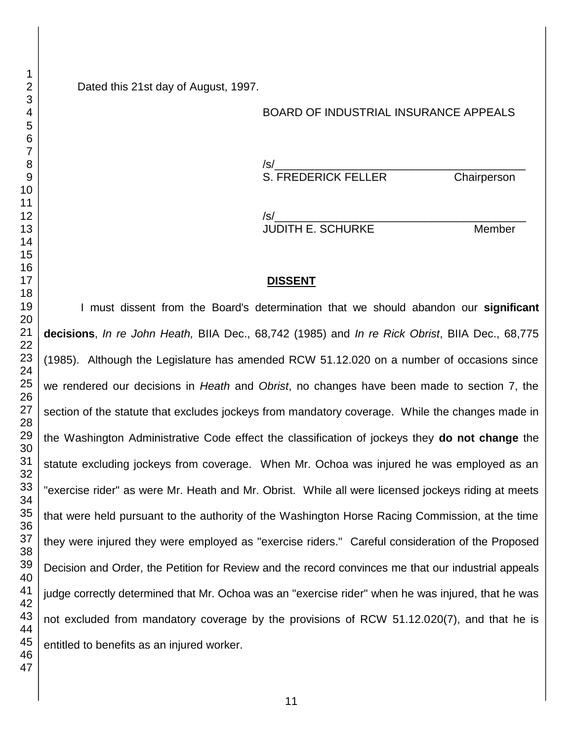Dated this 21st day of August, 1997.

BOARD OF INDUSTRIAL INSURANCE APPEALS

/s/________________________________________
S. FREDERICK FELLER Chairperson

/s/________________________________________
JUDITH E. SCHURKE Member

## **DISSENT**

I must dissent from the Board's determination that we should abandon our **significant decisions**, *In re John Heath,* BIIA Dec., 68,742 (1985) and *In re Rick Obrist*, BIIA Dec., 68,775 (1985). Although the Legislature has amended RCW 51.12.020 on a number of occasions since we rendered our decisions in *Heath* and *Obrist*, no changes have been made to section 7, the section of the statute that excludes jockeys from mandatory coverage. While the changes made in the Washington Administrative Code effect the classification of jockeys they **do not change** the statute excluding jockeys from coverage. When Mr. Ochoa was injured he was employed as an "exercise rider" as were Mr. Heath and Mr. Obrist. While all were licensed jockeys riding at meets that were held pursuant to the authority of the Washington Horse Racing Commission, at the time they were injured they were employed as "exercise riders." Careful consideration of the Proposed Decision and Order, the Petition for Review and the record convinces me that our industrial appeals judge correctly determined that Mr. Ochoa was an "exercise rider" when he was injured, that he was not excluded from mandatory coverage by the provisions of RCW 51.12.020(7), and that he is entitled to benefits as an injured worker.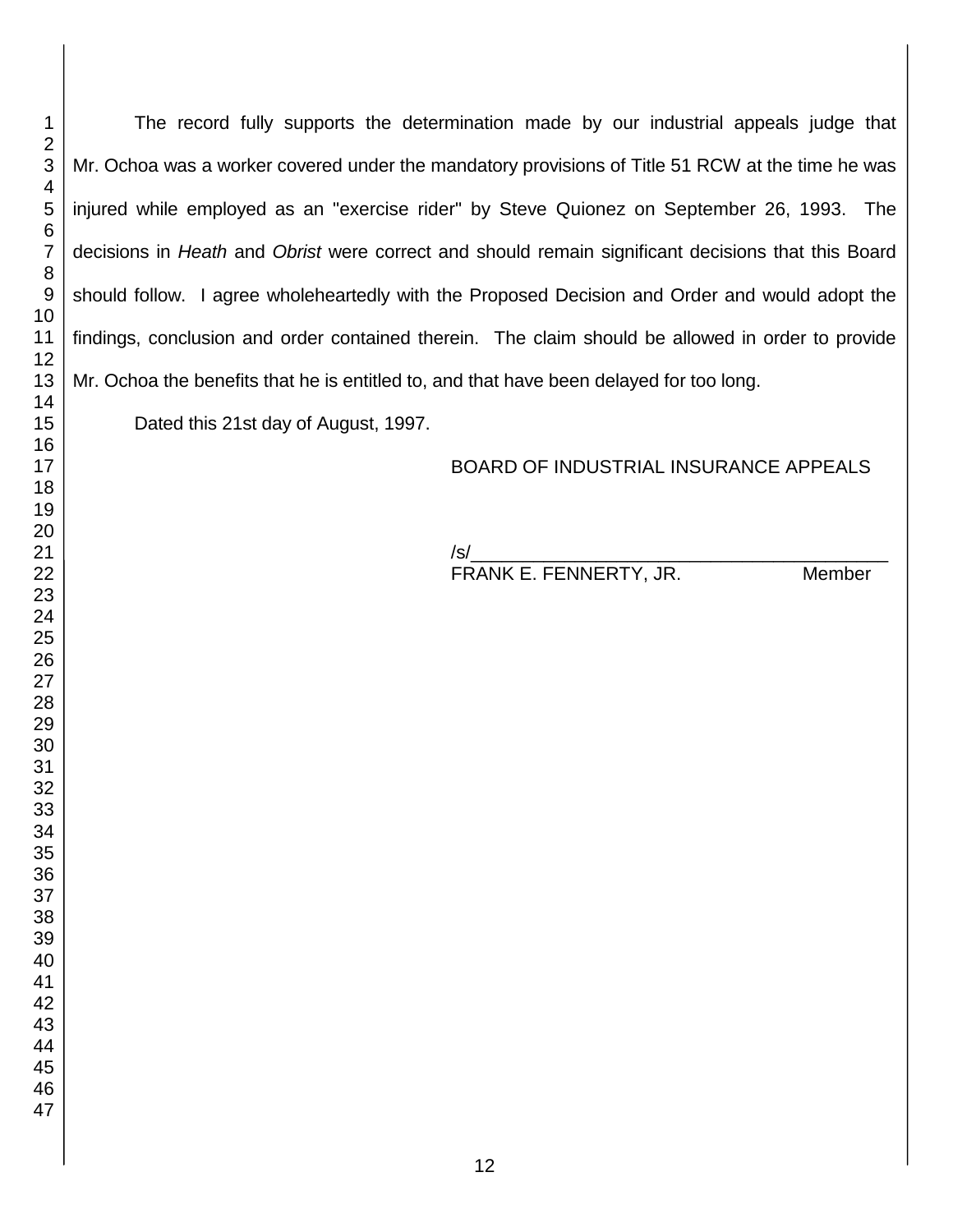The record fully supports the determination made by our industrial appeals judge that Mr. Ochoa was a worker covered under the mandatory provisions of Title 51 RCW at the time he was injured while employed as an "exercise rider" by Steve Quionez on September 26, 1993. The decisions in *Heath* and *Obrist* were correct and should remain significant decisions that this Board should follow. I agree wholeheartedly with the Proposed Decision and Order and would adopt the findings, conclusion and order contained therein. The claim should be allowed in order to provide Mr. Ochoa the benefits that he is entitled to, and that have been delayed for too long.

Dated this 21st day of August, 1997.

BOARD OF INDUSTRIAL INSURANCE APPEALS

/s/________________________________________
FRANK E. FENNERTY, JR. Member